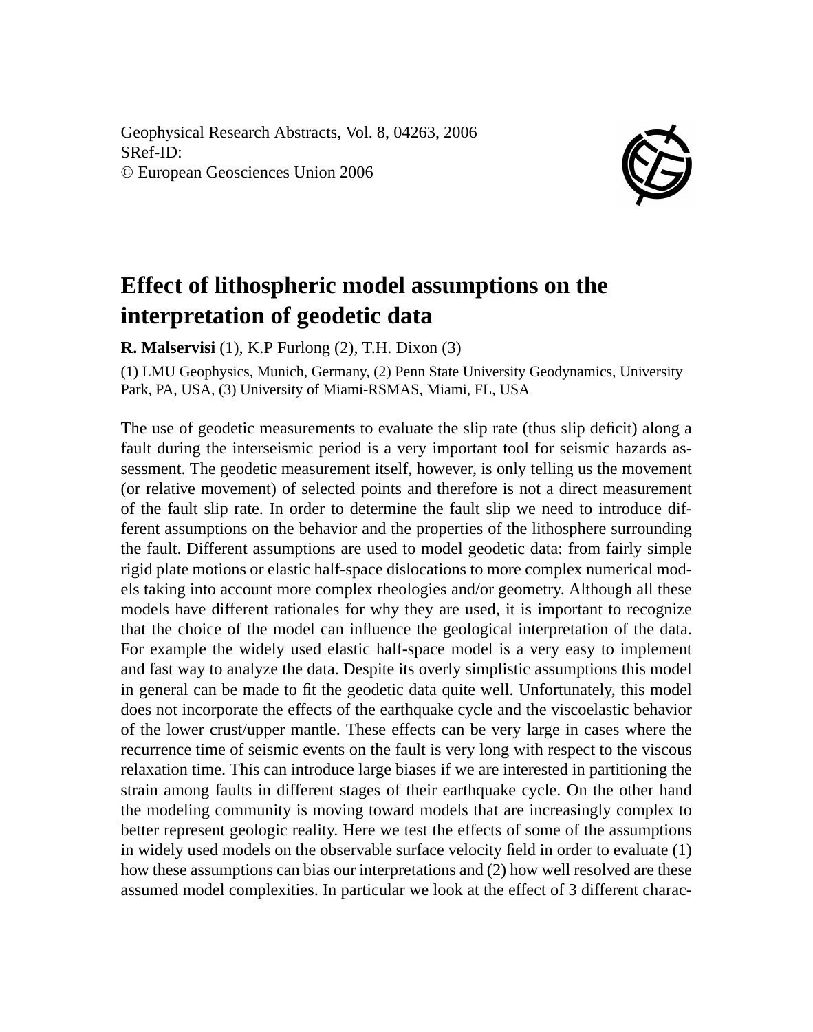Geophysical Research Abstracts, Vol. 8, 04263, 2006
SRef-ID:
© European Geosciences Union 2006

# Effect of lithospheric model assumptions on the interpretation of geodetic data

**R. Malservisi** (1), K.P Furlong (2), T.H. Dixon (3)

(1) LMU Geophysics, Munich, Germany, (2) Penn State University Geodynamics, University Park, PA, USA, (3) University of Miami-RSMAS, Miami, FL, USA

The use of geodetic measurements to evaluate the slip rate (thus slip deficit) along a fault during the interseismic period is a very important tool for seismic hazards assessment. The geodetic measurement itself, however, is only telling us the movement (or relative movement) of selected points and therefore is not a direct measurement of the fault slip rate. In order to determine the fault slip we need to introduce different assumptions on the behavior and the properties of the lithosphere surrounding the fault. Different assumptions are used to model geodetic data: from fairly simple rigid plate motions or elastic half-space dislocations to more complex numerical models taking into account more complex rheologies and/or geometry. Although all these models have different rationales for why they are used, it is important to recognize that the choice of the model can influence the geological interpretation of the data. For example the widely used elastic half-space model is a very easy to implement and fast way to analyze the data. Despite its overly simplistic assumptions this model in general can be made to fit the geodetic data quite well. Unfortunately, this model does not incorporate the effects of the earthquake cycle and the viscoelastic behavior of the lower crust/upper mantle. These effects can be very large in cases where the recurrence time of seismic events on the fault is very long with respect to the viscous relaxation time. This can introduce large biases if we are interested in partitioning the strain among faults in different stages of their earthquake cycle. On the other hand the modeling community is moving toward models that are increasingly complex to better represent geologic reality. Here we test the effects of some of the assumptions in widely used models on the observable surface velocity field in order to evaluate (1) how these assumptions can bias our interpretations and (2) how well resolved are these assumed model complexities. In particular we look at the effect of 3 different charac-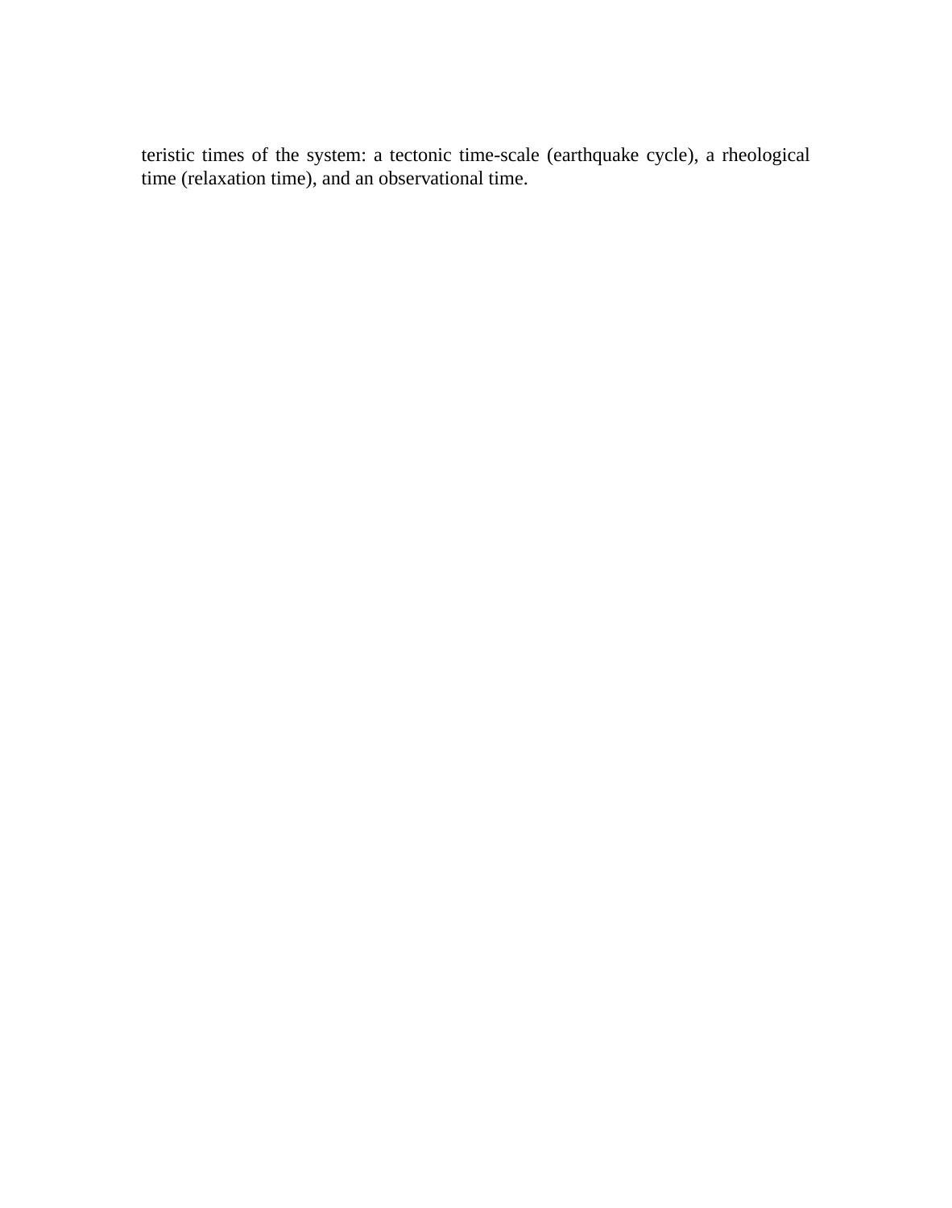teristic times of the system: a tectonic time-scale (earthquake cycle), a rheological time (relaxation time), and an observational time.